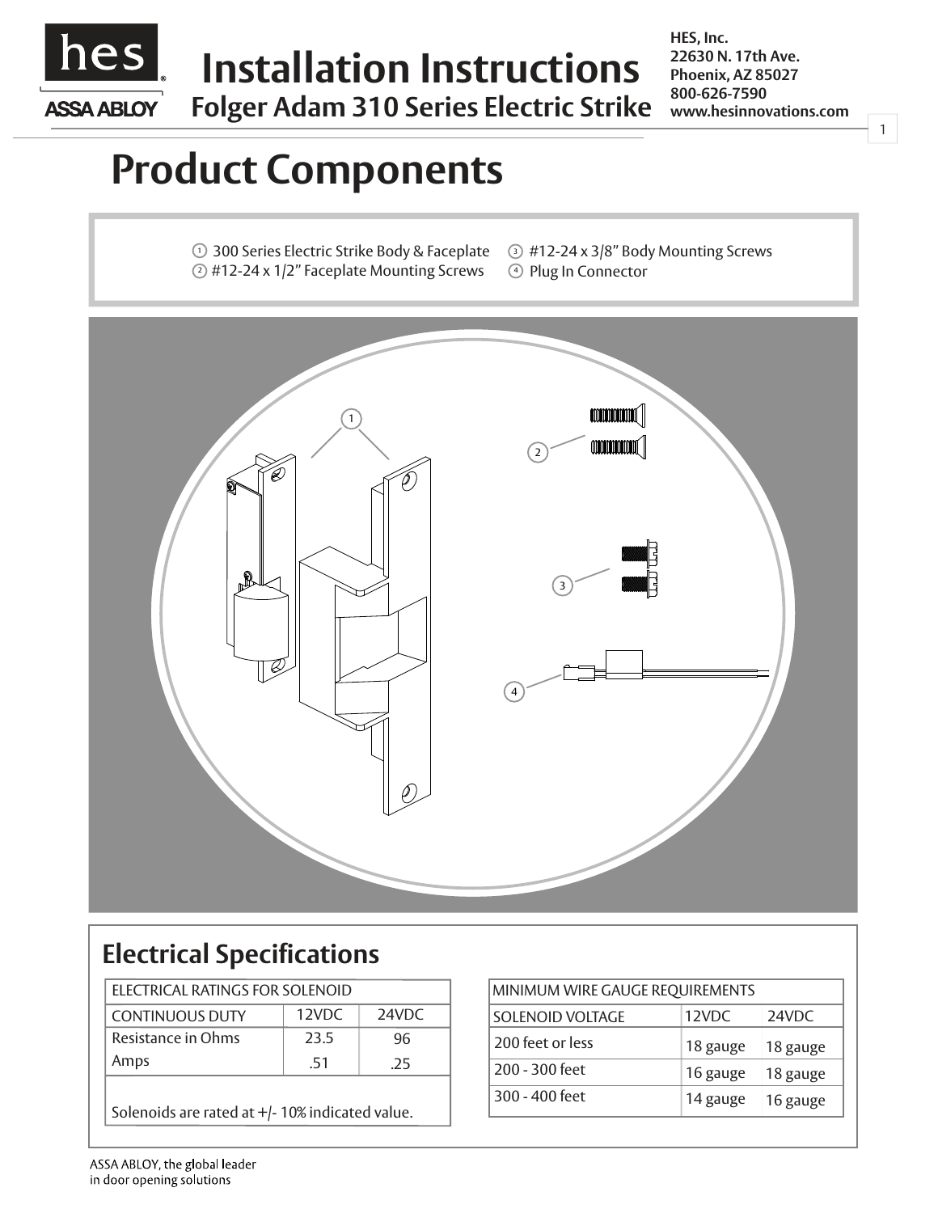# Installation Instructions

## Folger Adam 310 Series Electric Strike

HES, Inc.
22630 N. 17th Ave.
Phoenix, AZ 85027
800-626-7590
www.hesinnovations.com

# Product Components

1. 300 Series Electric Strike Body & Faceplate
2. #12-24 x 1/2" Faceplate Mounting Screws
3. #12-24 x 3/8" Body Mounting Screws
4. Plug In Connector

## Electrical Specifications

| ELECTRICAL RATINGS FOR SOLENOID | | |
|---|---|---|
| CONTINUOUS DUTY | 12VDC | 24VDC |
| Resistance in Ohms | 23.5 | 96 |
| Amps | .51 | .25 |

Solenoids are rated at +/- 10% indicated value.

| MINIMUM WIRE GAUGE REQUIREMENTS | | |
|---|---|---|
| SOLENOID VOLTAGE | 12VDC | 24VDC |
| 200 feet or less | 18 gauge | 18 gauge |
| 200 - 300 feet | 16 gauge | 18 gauge |
| 300 - 400 feet | 14 gauge | 16 gauge |

ASSA ABLOY, the global leader in door opening solutions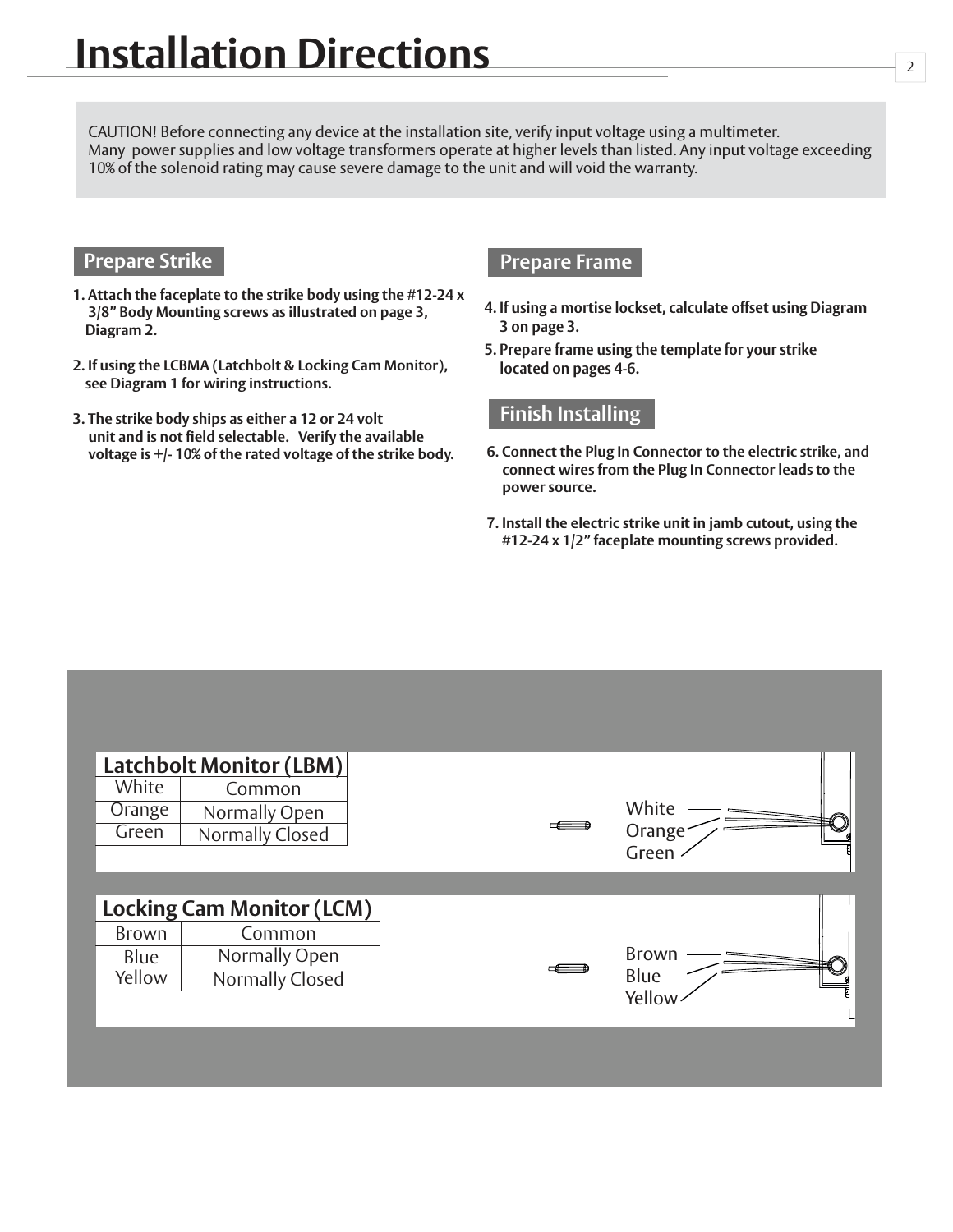# Installation Directions

CAUTION! Before connecting any device at the installation site, verify input voltage using a multimeter.
Many power supplies and low voltage transformers operate at higher levels than listed. Any input voltage exceeding 10% of the solenoid rating may cause severe damage to the unit and will void the warranty.

## Prepare Strike

1. **Attach the faceplate to the strike body using the #12-24 x 3/8" Body Mounting screws as illustrated on page 3, Diagram 2.**

2. **If using the LCBMA (Latchbolt & Locking Cam Monitor), see Diagram 1 for wiring instructions.**

3. **The strike body ships as either a 12 or 24 volt unit and is not field selectable. Verify the available voltage is +/- 10% of the rated voltage of the strike body.**

## Prepare Frame

4. **If using a mortise lockset, calculate offset using Diagram 3 on page 3.**
5. **Prepare frame using the template for your strike located on pages 4-6.**

## Finish Installing

6. **Connect the Plug In Connector to the electric strike, and connect wires from the Plug In Connector leads to the power source.**

7. **Install the electric strike unit in jamb cutout, using the #12-24 x 1/2" faceplate mounting screws provided.**

| Latchbolt Monitor (LBM) | |
|---|---|
| White | Common |
| Orange | Normally Open |
| Green | Normally Closed |

White
Orange
Green

| Locking Cam Monitor (LCM) | |
|---|---|
| Brown | Common |
| Blue | Normally Open |
| Yellow | Normally Closed |

Brown
Blue
Yellow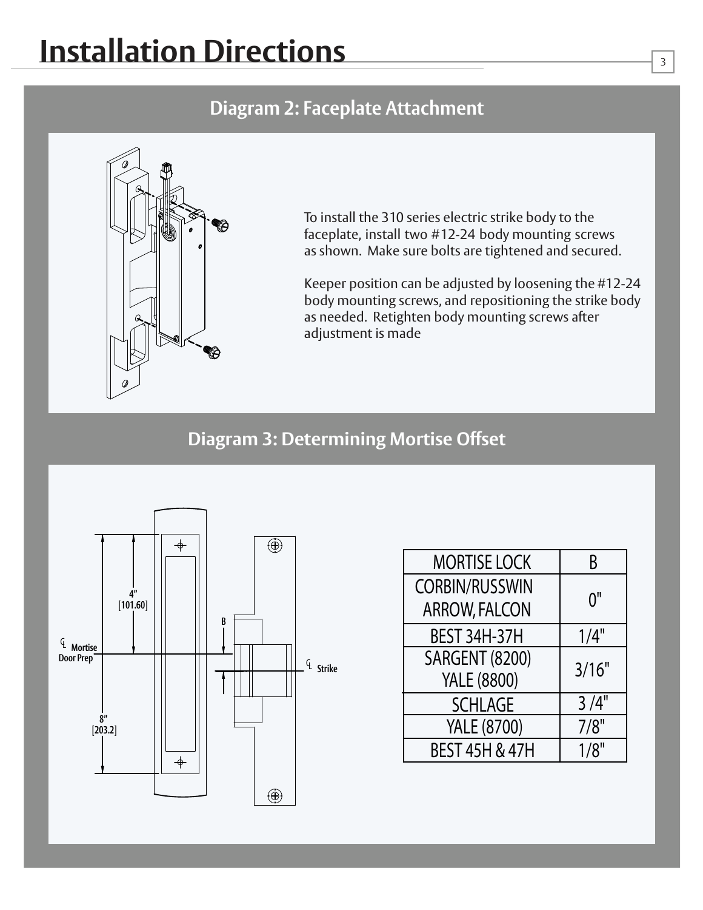# Installation Directions

## Diagram 2: Faceplate Attachment

To install the 310 series electric strike body to the faceplate, install two #12-24 body mounting screws as shown. Make sure bolts are tightened and secured.

Keeper position can be adjusted by loosening the #12-24 body mounting screws, and repositioning the strike body as needed. Retighten body mounting screws after adjustment is made

## Diagram 3: Determining Mortise Offset

4" [101.60]

8" [203.2]

℄ Mortise Door Prep

B

℄ Strike

| MORTISE LOCK | B |
|---|---|
| CORBIN/RUSSWIN ARROW, FALCON | 0" |
| BEST 34H-37H | 1/4" |
| SARGENT (8200) YALE (8800) | 3/16" |
| SCHLAGE | 3 /4" |
| YALE (8700) | 7/8" |
| BEST 45H & 47H | 1/8" |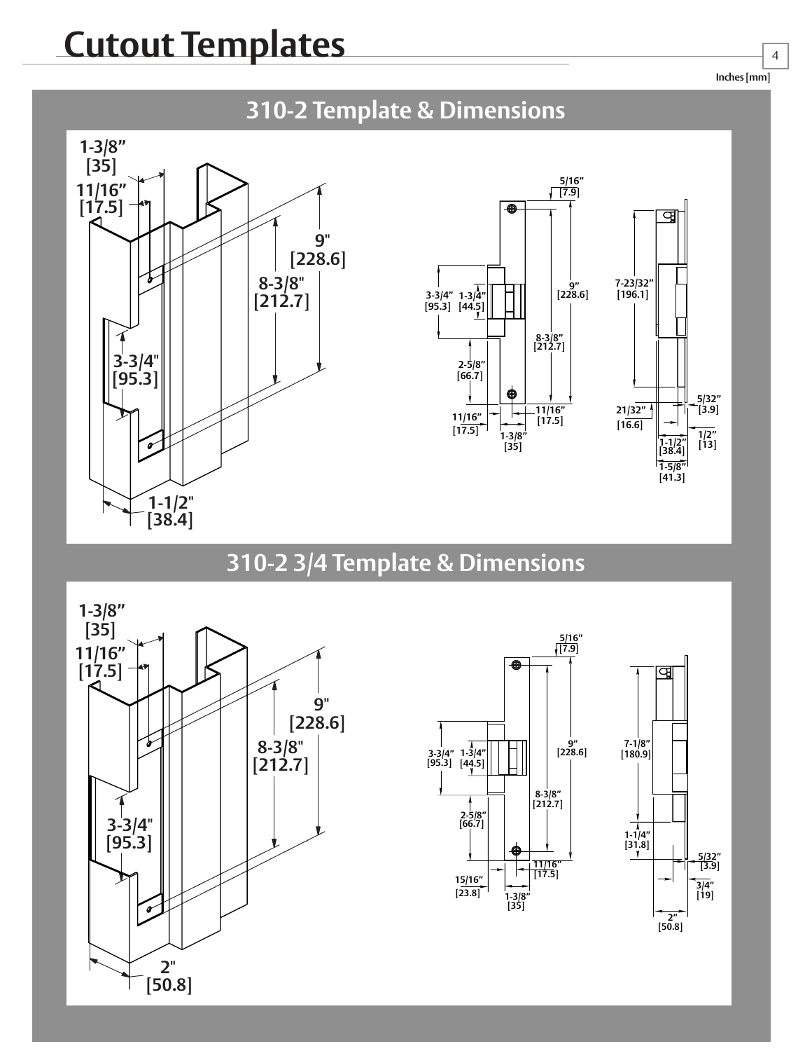# Cutout Templates

Inches [mm]

## 310-2 Template & Dimensions

1-3/8” [35]
11/16” [17.5]
9" [228.6]
8-3/8" [212.7]
3-3/4" [95.3]
1-1/2" [38.4]

5/16” [7.9]
3-3/4” [95.3]
1-3/4” [44.5]
9” [228.6]
8-3/8” [212.7]
2-5/8” [66.7]
11/16” [17.5]
11/16” [17.5]
1-3/8” [35]

7-23/32” [196.1]
21/32” [16.6]
5/32” [3.9]
1/2” [13]
1-1/2” [38.4]
1-5/8” [41.3]

## 310-2 3/4 Template & Dimensions

1-3/8” [35]
11/16” [17.5]
9" [228.6]
8-3/8" [212.7]
3-3/4" [95.3]
2" [50.8]

5/16” [7.9]
3-3/4” [95.3]
1-3/4” [44.5]
9” [228.6]
8-3/8” [212.7]
2-5/8” [66.7]
11/16” [17.5]
15/16” [23.8]
1-3/8” [35]

7-1/8” [180.9]
1-1/4” [31.8]
5/32” [3.9]
3/4” [19]
2” [50.8]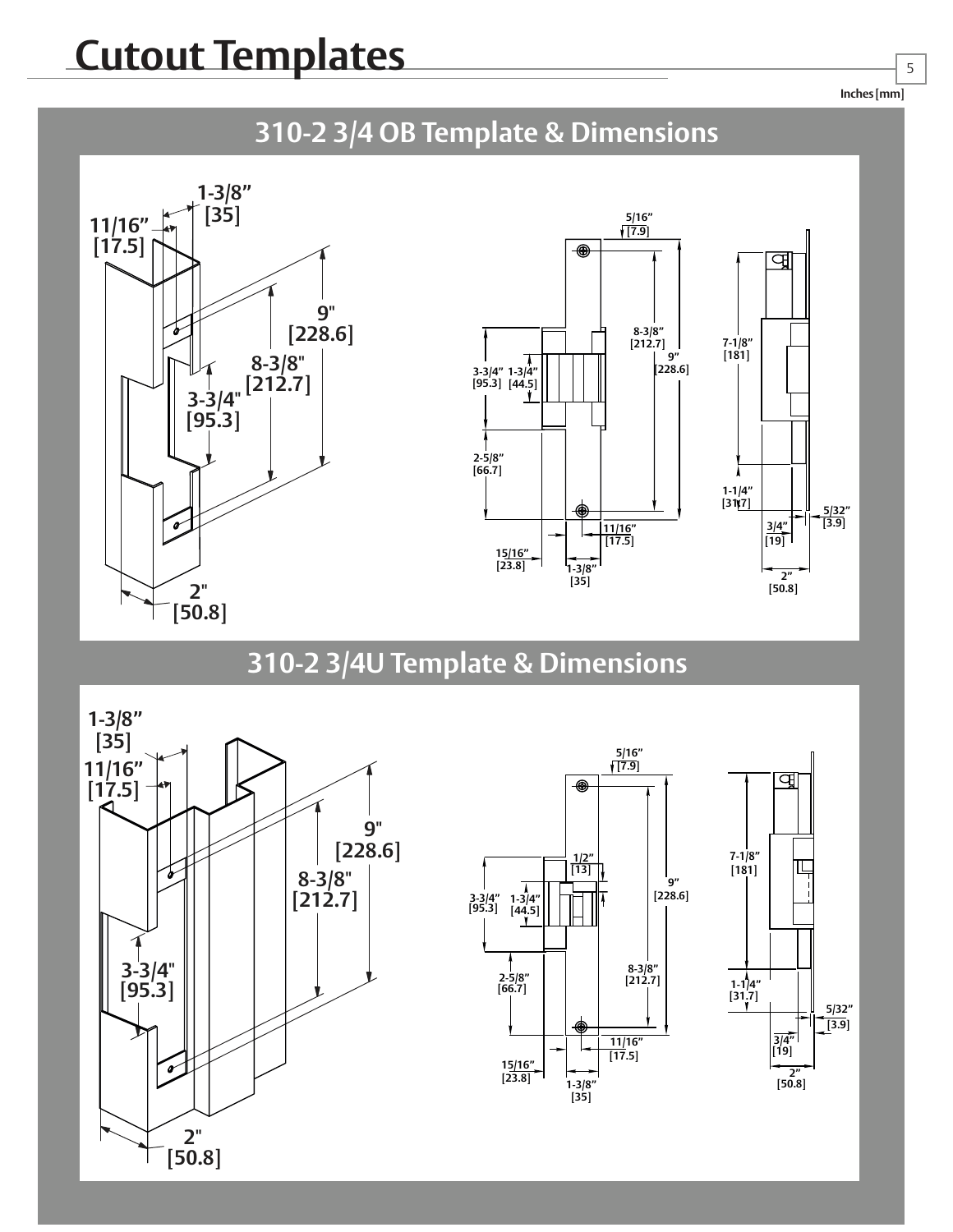# Cutout Templates

Inches [mm]

## 310-2 3/4 OB Template & Dimensions

1-3/8” [35]
11/16” [17.5]
9" [228.6]
8-3/8" [212.7]
3-3/4" [95.3]
2" [50.8]

5/16” [7.9]
8-3/8” [212.7]
9” [228.6]
3-3/4” [95.3]
1-3/4” [44.5]
2-5/8” [66.7]
11/16” [17.5]
15/16” [23.8]
1-3/8” [35]

7-1/8” [181]
1-1/4” [31.7]
5/32” [3.9]
3/4” [19]
2” [50.8]

## 310-2 3/4U Template & Dimensions

1-3/8” [35]
11/16” [17.5]
9" [228.6]
8-3/8" [212.7]
3-3/4" [95.3]
2" [50.8]

5/16” [7.9]
1/2” [13]
3-3/4” [95.3]
1-3/4” [44.5]
9” [228.6]
2-5/8” [66.7]
8-3/8” [212.7]
11/16” [17.5]
15/16” [23.8]
1-3/8” [35]

7-1/8” [181]
1-1/4” [31.7]
5/32” [3.9]
3/4” [19]
2” [50.8]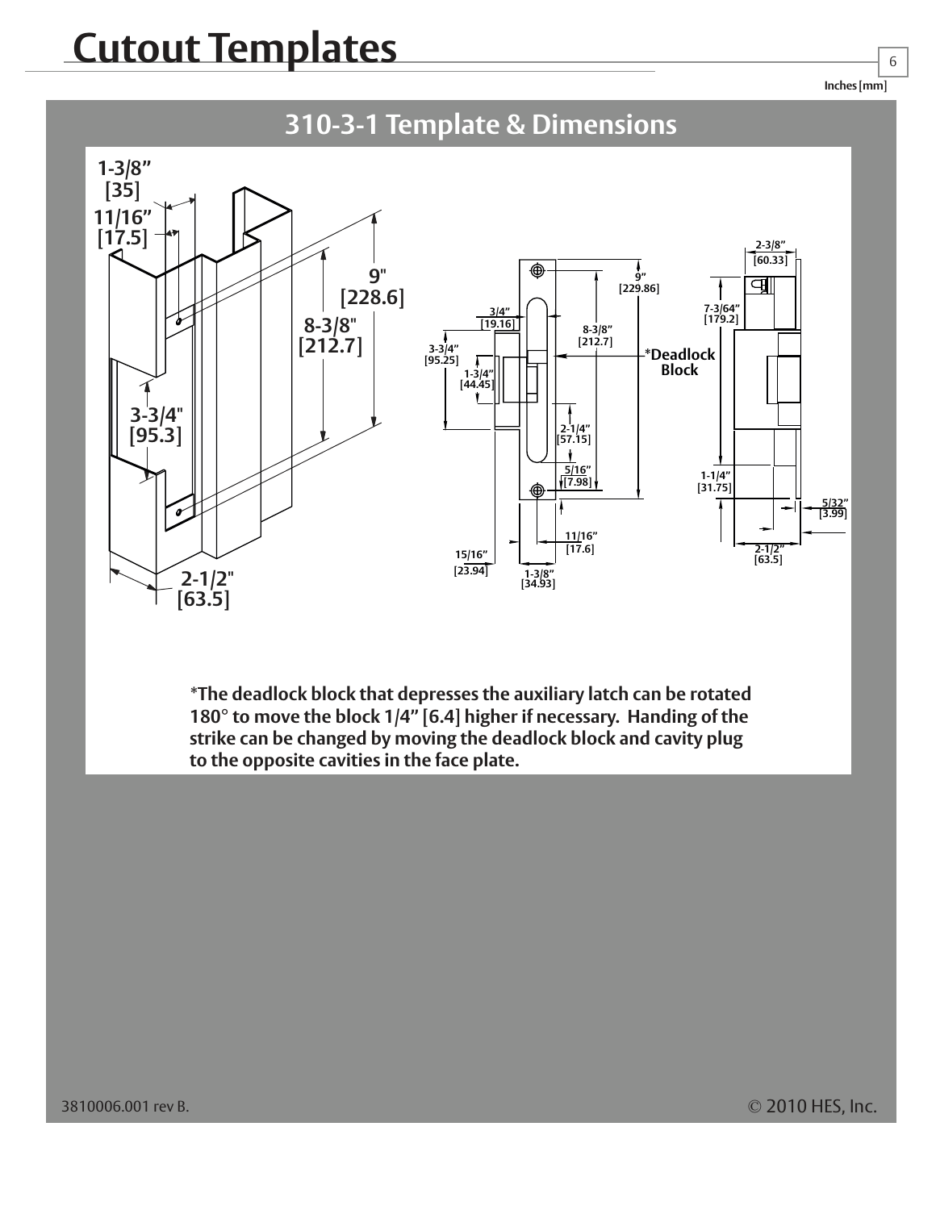# Cutout Templates

Inches [mm]

## 310-3-1 Template & Dimensions

1-3/8" [35]
11/16" [17.5]
9" [228.6]
8-3/8" [212.7]
3-3/4" [95.3]
2-1/2" [63.5]

3/4" [19.16]
3-3/4" [95.25]
1-3/4" [44.45]
9" [229.86]
8-3/8" [212.7]
*Deadlock Block
2-1/4" [57.15]
5/16" [7.98]
11/16" [17.6]
15/16" [23.94]
1-3/8" [34.93]

2-3/8" [60.33]
7-3/64" [179.2]
1-1/4" [31.75]
5/32" [3.99]
2-1/2" [63.5]

**\*The deadlock block that depresses the auxiliary latch can be rotated 180° to move the block 1/4" [6.4] higher if necessary. Handing of the strike can be changed by moving the deadlock block and cavity plug to the opposite cavities in the face plate.**

3810006.001 rev B.

© 2010 HES, Inc.